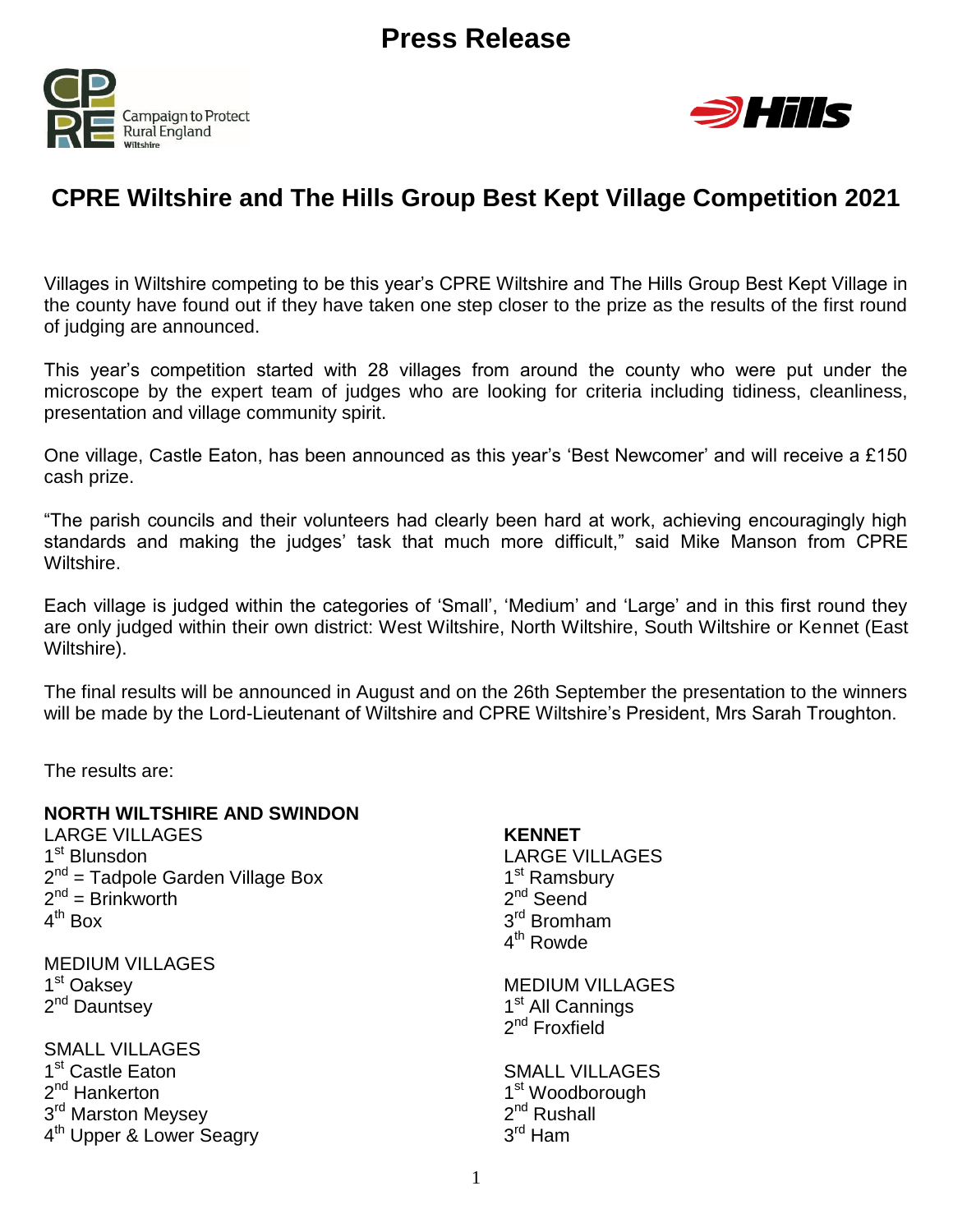# Press Release

## CPRE Wiltshire and The Hills Group Best Kept Village Competition 2021

Villages in Wiltshire competing to be this year's CPRE Wiltshire and The Hills Group Best Kept Village in the county have found out if they have taken one step closer to the prize as the results of the first round of judging are announced.

This year's competition started with 28 villages from around the county who were put under the microscope by the expert team of judges who are looking for criteria including tidiness, cleanliness, presentation and village community spirit.

One village, Castle Eaton, has been announced as this year's 'Best Newcomer' and will receive a £150 cash prize.

"The parish councils and their volunteers had clearly been hard at work, achieving encouragingly high standards and making the judges' task that much more difficult," said Mike Manson from CPRE Wiltshire.

Each village is judged within the categories of 'Small', 'Medium' and 'Large' and in this first round they are only judged within their own district: West Wiltshire, North Wiltshire, South Wiltshire or Kennet (East Wiltshire).

The final results will be announced in August and on the 26th September the presentation to the winners will be made by the Lord-Lieutenant of Wiltshire and CPRE Wiltshire's President, Mrs Sarah Troughton.

The results are:

**NORTH WILTSHIRE AND SWINDON**

LARGE VILLAGES
1st Blunsdon
2nd = Tadpole Garden Village Box
2nd = Brinkworth
4th Box

MEDIUM VILLAGES
1st Oaksey
2nd Dauntsey

SMALL VILLAGES
1st Castle Eaton
2nd Hankerton
3rd Marston Meysey
4th Upper & Lower Seagry

**KENNET**

LARGE VILLAGES
1st Ramsbury
2nd Seend
3rd Bromham
4th Rowde

MEDIUM VILLAGES
1st All Cannings
2nd Froxfield

SMALL VILLAGES
1st Woodborough
2nd Rushall
3rd Ham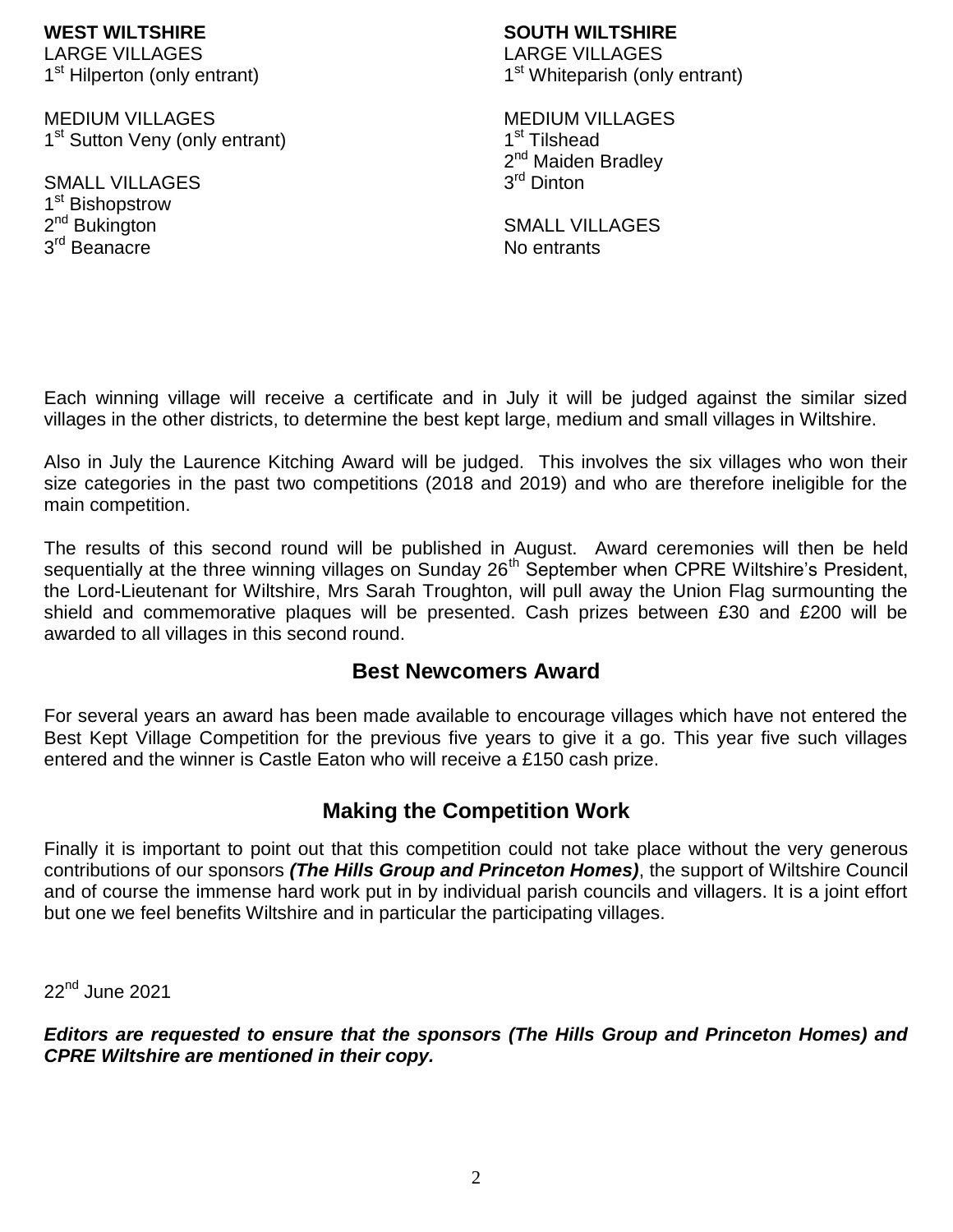**WEST WILTSHIRE**

LARGE VILLAGES
1st Hilperton (only entrant)

MEDIUM VILLAGES
1st Sutton Veny (only entrant)

SMALL VILLAGES
1st Bishopstrow
2nd Bukington
3rd Beanacre

**SOUTH WILTSHIRE**

LARGE VILLAGES
1st Whiteparish (only entrant)

MEDIUM VILLAGES
1st Tilshead
2nd Maiden Bradley
3rd Dinton

SMALL VILLAGES
No entrants

Each winning village will receive a certificate and in July it will be judged against the similar sized villages in the other districts, to determine the best kept large, medium and small villages in Wiltshire.

Also in July the Laurence Kitching Award will be judged. This involves the six villages who won their size categories in the past two competitions (2018 and 2019) and who are therefore ineligible for the main competition.

The results of this second round will be published in August. Award ceremonies will then be held sequentially at the three winning villages on Sunday 26th September when CPRE Wiltshire's President, the Lord-Lieutenant for Wiltshire, Mrs Sarah Troughton, will pull away the Union Flag surmounting the shield and commemorative plaques will be presented. Cash prizes between £30 and £200 will be awarded to all villages in this second round.

## Best Newcomers Award

For several years an award has been made available to encourage villages which have not entered the Best Kept Village Competition for the previous five years to give it a go. This year five such villages entered and the winner is Castle Eaton who will receive a £150 cash prize.

## Making the Competition Work

Finally it is important to point out that this competition could not take place without the very generous contributions of our sponsors ***(The Hills Group and Princeton Homes)***, the support of Wiltshire Council and of course the immense hard work put in by individual parish councils and villagers. It is a joint effort but one we feel benefits Wiltshire and in particular the participating villages.

22nd June 2021

***Editors are requested to ensure that the sponsors (The Hills Group and Princeton Homes) and CPRE Wiltshire are mentioned in their copy.***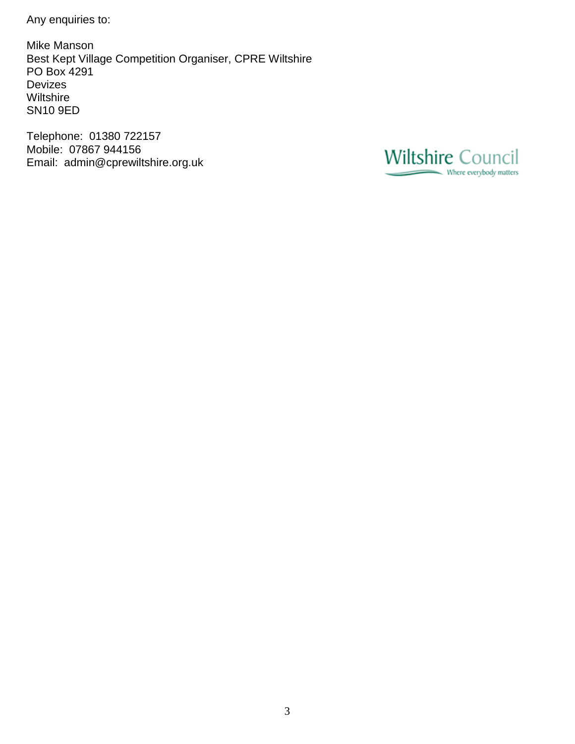Any enquiries to:

Mike Manson
Best Kept Village Competition Organiser, CPRE Wiltshire
PO Box 4291
Devizes
Wiltshire
SN10 9ED

Telephone: 01380 722157
Mobile: 07867 944156
Email: admin@cprewiltshire.org.uk

Wiltshire Council
Where everybody matters